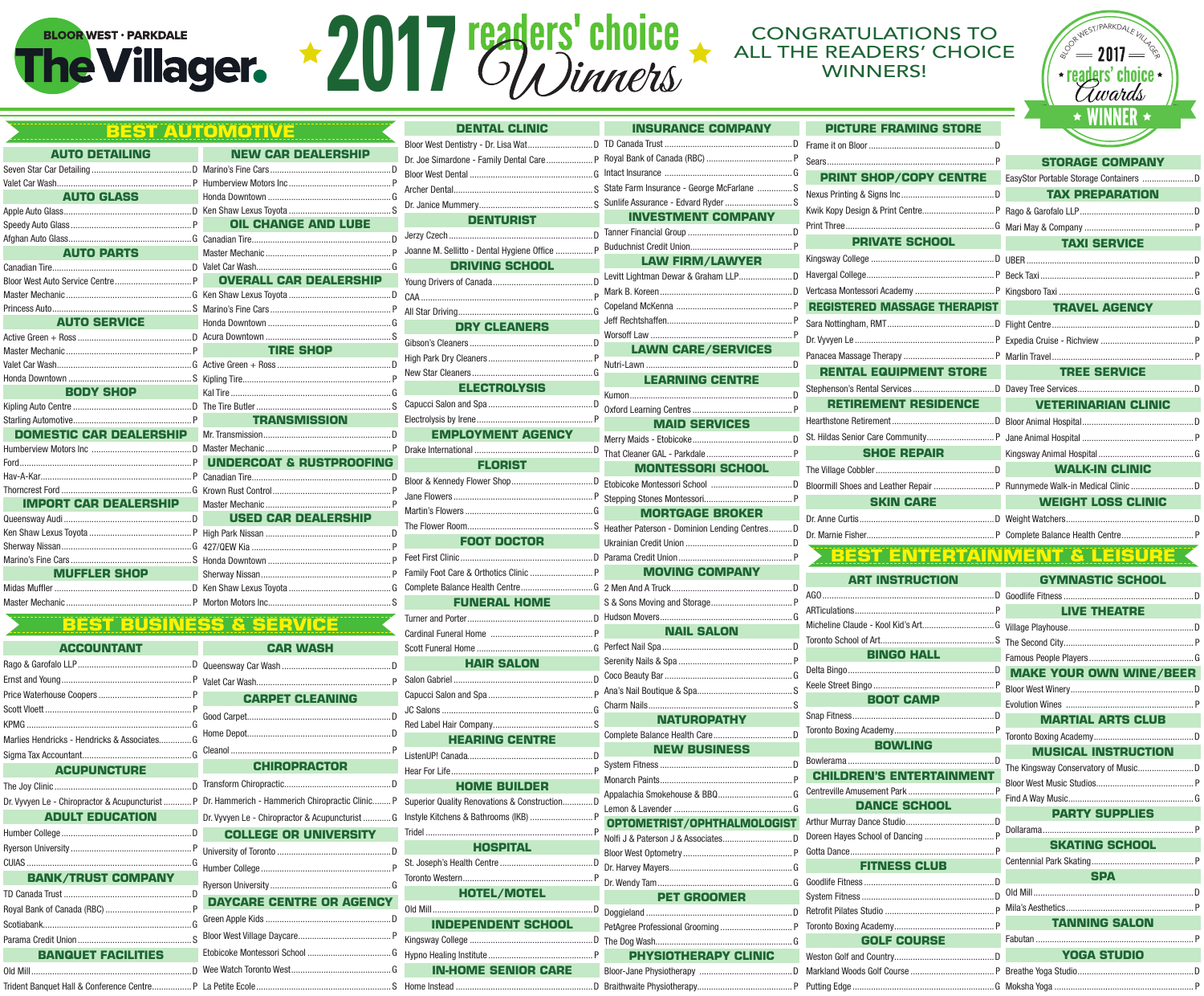# Bloor West · Parkdale The Villager

# 2017 readers' choice Winners

CONGRATULATIONS TO ALL THE READERS' CHOICE WINNERS!

Bloor West/Parkdale Villager — 2017 readers' choice Awards — WINNER

## BEST AUTOMOTIVE

### AUTO DETAILING
- Seven Star Car Detailing .......... D
- Valet Car Wash .......... P

### AUTO GLASS
- Apple Auto Glass .......... D
- Speedy Auto Glass .......... P
- Afghan Auto Glass .......... G

### AUTO PARTS
- Canadian Tire .......... D
- Bloor West Auto Service Centre .......... P
- Master Mechanic .......... G
- Princess Auto .......... S

### AUTO SERVICE
- Active Green + Ross .......... D
- Master Mechanic .......... P
- Valet Car Wash .......... G
- Honda Downtown .......... S

### BODY SHOP
- Kipling Auto Centre .......... D
- Starling Automotive .......... P

### DOMESTIC CAR DEALERSHIP
- Humberview Motors Inc .......... D
- Ford .......... P
- Hav-A-Kar .......... P
- Thorncrest Ford .......... G

### IMPORT CAR DEALERSHIP
- Queensway Audi .......... D
- Ken Shaw Lexus Toyota .......... P
- Sherway Nissan .......... G
- Marino's Fine Cars .......... S

### MUFFLER SHOP
- Midas Muffler .......... D
- Master Mechanic .......... P

### NEW CAR DEALERSHIP
- Marino's Fine Cars .......... D
- Humberview Motors Inc .......... P
- Honda Downtown .......... G
- Ken Shaw Lexus Toyota .......... S

### OIL CHANGE AND LUBE
- Canadian Tire .......... D
- Master Mechanic .......... P
- Valet Car Wash .......... G

### OVERALL CAR DEALERSHIP
- Ken Shaw Lexus Toyota .......... D
- Marino's Fine Cars .......... P
- Honda Downtown .......... G
- Acura Downtown .......... S

### TIRE SHOP
- Active Green + Ross .......... D
- Kipling Tire .......... P
- Kal Tire .......... G
- The Tire Butler .......... S

### TRANSMISSION
- Mr. Transmission .......... D
- Master Mechanic .......... P

### UNDERCOAT & RUSTPROOFING
- Canadian Tire .......... D
- Krown Rust Control .......... P
- Master Mechanic .......... P

### USED CAR DEALERSHIP
- High Park Nissan .......... D
- 427/QEW Kia .......... P
- Honda Downtown .......... P
- Sherway Nissan .......... P
- Ken Shaw Lexus Toyota .......... P
- Morton Motors Inc .......... S

## BEST BUSINESS & SERVICE

### ACCOUNTANT
- Rago & Garofalo LLP .......... D
- Ernst and Young .......... P
- Price Waterhouse Coopers .......... P
- Scott Vloett .......... P
- KPMG .......... G
- Marlies Hendricks - Hendricks & Associates .......... G
- Sigma Tax Accountant .......... G

### ACUPUNCTURE
- The Joy Clinic .......... D
- Dr. Vyvyen Le - Chiropractor & Acupuncturist .......... P

### ADULT EDUCATION
- Humber College .......... D
- Ryerson University .......... P
- CUIAS .......... G

### BANK/TRUST COMPANY
- TD Canada Trust .......... D
- Royal Bank of Canada (RBC) .......... P
- Scotiabank .......... G
- Parama Credit Union .......... S

### BANQUET FACILITIES
- Old Mill .......... D
- Trident Banquet Hall & Conference Centre .......... P

### CAR WASH
- Queensway Car Wash .......... D
- Valet Car Wash .......... P

### CARPET CLEANING
- Good Carpet .......... D
- Home Depot .......... D
- Cleanol .......... P

### CHIROPRACTOR
- Transform Chiropractic .......... D
- Dr. Hammerich - Hammerich Chiropractic Clinic .......... P
- Dr. Vyvyen Le - Chiropractor & Acupuncturist .......... G

### COLLEGE OR UNIVERSITY
- University of Toronto .......... D
- Humber College .......... P
- Ryerson University .......... G

### DAYCARE CENTRE OR AGENCY
- Green Apple Kids .......... D
- Bloor West Village Daycare .......... P
- Etobicoke Montessori School .......... G
- Wee Watch Toronto West .......... G
- La Petite Ecole .......... S

### DENTAL CLINIC
- Bloor West Dentistry - Dr. Lisa Wat .......... D
- Dr. Joe Simardone - Family Dental Care .......... P
- Bloor West Dental .......... G
- Archer Dental .......... S
- Dr. Janice Mummery .......... S

### DENTURIST
- Jerzy Czech .......... D
- Joanne M. Sellitto - Dental Hygiene Office .......... P

### DRIVING SCHOOL
- Young Drivers of Canada .......... D
- CAA .......... P
- All Star Driving .......... G

### DRY CLEANERS
- Gibson's Cleaners .......... D
- High Park Dry Cleaners .......... P
- New Star Cleaners .......... G

### ELECTROLYSIS
- Capucci Salon and Spa .......... D
- Electrolysis by Irene .......... P

### EMPLOYMENT AGENCY
- Drake International .......... D

### FLORIST
- Bloor & Kennedy Flower Shop .......... D
- Jane Flowers .......... P
- Martin's Flowers .......... G
- The Flower Room .......... S

### FOOT DOCTOR
- Feet First Clinic .......... D
- Family Foot Care & Orthotics Clinic .......... P
- Complete Balance Health Centre .......... G

### FUNERAL HOME
- Turner and Porter .......... D
- Cardinal Funeral Home .......... P
- Scott Funeral Home .......... G

### HAIR SALON
- Salon Gabriel .......... D
- Capucci Salon and Spa .......... P
- JC Salons .......... G
- Red Label Hair Company .......... S

### HEARING CENTRE
- ListenUP! Canada .......... D
- Hear For Life .......... P

### HOME BUILDER
- Superior Quality Renovations & Construction .......... D
- Instyle Kitchens & Bathrooms (IKB) .......... P
- Tridel .......... P

### HOSPITAL
- St. Joseph's Health Centre .......... D
- Toronto Western .......... P

### HOTEL/MOTEL
- Old Mill .......... D

### INDEPENDENT SCHOOL
- Kingsway College .......... D
- Hypno Healing Institute .......... P

### IN-HOME SENIOR CARE
- Home Instead .......... D

### INSURANCE COMPANY
- TD Canada Trust .......... D
- Royal Bank of Canada (RBC) .......... P
- Intact Insurance .......... G
- State Farm Insurance - George McFarlane .......... S
- Sunlife Assurance - Edvard Ryder .......... S

### INVESTMENT COMPANY
- Tanner Financial Group .......... D
- Buduchnist Credit Union .......... P

### LAW FIRM/LAWYER
- Levitt Lightman Dewar & Graham LLP .......... D
- Mark B. Koreen .......... D
- Copeland McKenna .......... P
- Jeff Rechtshaffen .......... P
- Worsoff Law .......... P

### LAWN CARE/SERVICES
- Nutri-Lawn .......... D

### LEARNING CENTRE
- Kumon .......... D
- Oxford Learning Centres .......... P

### MAID SERVICES
- Merry Maids - Etobicoke .......... D
- That Cleaner GAL - Parkdale .......... P

### MONTESSORI SCHOOL
- Etobicoke Montessori School .......... D
- Stepping Stones Montessori .......... P

### MORTGAGE BROKER
- Heather Paterson - Dominion Lending Centres .......... D
- Ukrainian Credit Union .......... D
- Parama Credit Union .......... P

### MOVING COMPANY
- 2 Men And A Truck .......... D
- S & Sons Moving and Storage .......... P
- Hudson Movers .......... G

### NAIL SALON
- Perfect Nail Spa .......... D
- Serenity Nails & Spa .......... P
- Coco Beauty Bar .......... G
- Ana's Nail Boutique & Spa .......... S
- Charm Nails .......... S

### NATUROPATHY
- Complete Balance Health Care .......... D

### NEW BUSINESS
- System Fitness .......... D
- Monarch Paints .......... P
- Appalachia Smokehouse & BBQ .......... G
- Lemon & Lavender .......... G

### OPTOMETRIST/OPHTHALMOLOGIST
- Nolfi J & Paterson J & Associates .......... D
- Bloor West Optometry .......... P
- Dr. Harvey Mayers .......... G
- Dr. Wendy Tam .......... G

### PET GROOMER
- Doggieland .......... D
- PetAgree Professional Grooming .......... P
- The Dog Wash .......... G

### PHYSIOTHERAPY CLINIC
- Bloor-Jane Physiotherapy .......... D
- Braithwaite Physiotherapy .......... P

### PICTURE FRAMING STORE
- Frame it on Bloor .......... D
- Sears .......... P

### PRINT SHOP/COPY CENTRE
- Nexus Printing & Signs Inc .......... D
- Kwik Kopy Design & Print Centre .......... P
- Print Three .......... G

### PRIVATE SCHOOL
- Kingsway College .......... D
- Havergal College .......... P
- Vertcasa Montessori Academy .......... P

### REGISTERED MASSAGE THERAPIST
- Sara Nottingham, RMT .......... D
- Dr. Vyvyen Le .......... P
- Panacea Massage Therapy .......... P

### RENTAL EQUIPMENT STORE
- Stephenson's Rental Services .......... D

### RETIREMENT RESIDENCE
- Hearthstone Retirement .......... D
- St. Hildas Senior Care Community .......... P

### SHOE REPAIR
- The Village Cobbler .......... D
- Bloormill Shoes and Leather Repair .......... P

### SKIN CARE
- Dr. Anne Curtis .......... D
- Dr. Marnie Fisher .......... P

### STORAGE COMPANY
- EasyStor Portable Storage Containers .......... D

### TAX PREPARATION
- Rago & Garofalo LLP .......... D
- Mari May & Company .......... P

### TAXI SERVICE
- UBER .......... D
- Beck Taxi .......... P
- Kingsboro Taxi .......... G

### TRAVEL AGENCY
- Flight Centre .......... D
- Expedia Cruise - Richview .......... P
- Marlin Travel .......... P

### TREE SERVICE
- Davey Tree Services .......... D

### VETERINARIAN CLINIC
- Bloor Animal Hospital .......... D
- Jane Animal Hospital .......... P
- Kingsway Animal Hospital .......... G

### WALK-IN CLINIC
- Runnymede Walk-in Medical Clinic .......... D

### WEIGHT LOSS CLINIC
- Weight Watchers .......... D
- Complete Balance Health Centre .......... P

## BEST ENTERTAINMENT & LEISURE

### ART INSTRUCTION
- AGO .......... D
- ARTiculations .......... P
- Micheline Claude - Kool Kid's Art .......... G
- Toronto School of Art .......... S

### BINGO HALL
- Delta Bingo .......... D
- Keele Street Bingo .......... P

### BOOT CAMP
- Snap Fitness .......... D
- Toronto Boxing Academy .......... P

### BOWLING
- Bowlerama .......... D

### CHILDREN'S ENTERTAINMENT
- Centreville Amusement Park .......... P

### DANCE SCHOOL
- Arthur Murray Dance Studio .......... D
- Doreen Hayes School of Dancing .......... P
- Gotta Dance .......... P

### FITNESS CLUB
- Goodlife Fitness .......... D
- System Fitness .......... D
- Retrofit Pilates Studio .......... P
- Toronto Boxing Academy .......... P

### GOLF COURSE
- Weston Golf and Country .......... D
- Markland Woods Golf Course .......... P
- Putting Edge .......... G

### GYMNASTIC SCHOOL
- Goodlife Fitness .......... D

### LIVE THEATRE
- Village Playhouse .......... D
- The Second City .......... P
- Famous People Players .......... G

### MAKE YOUR OWN WINE/BEER
- Bloor West Winery .......... D
- Evolution Wines .......... P

### MARTIAL ARTS CLUB
- Toronto Boxing Academy .......... D

### MUSICAL INSTRUCTION
- The Kingsway Conservatory of Music .......... D
- Bloor West Music Studios .......... P
- Find A Way Music .......... G

### PARTY SUPPLIES
- Dollarama .......... P

### SKATING SCHOOL
- Centennial Park Skating .......... P

### SPA
- Old Mill .......... D
- Mila's Aesthetics .......... P

### TANNING SALON
- Fabutan .......... P

### YOGA STUDIO
- Breathe Yoga Studio .......... P
- Moksha Yoga .......... P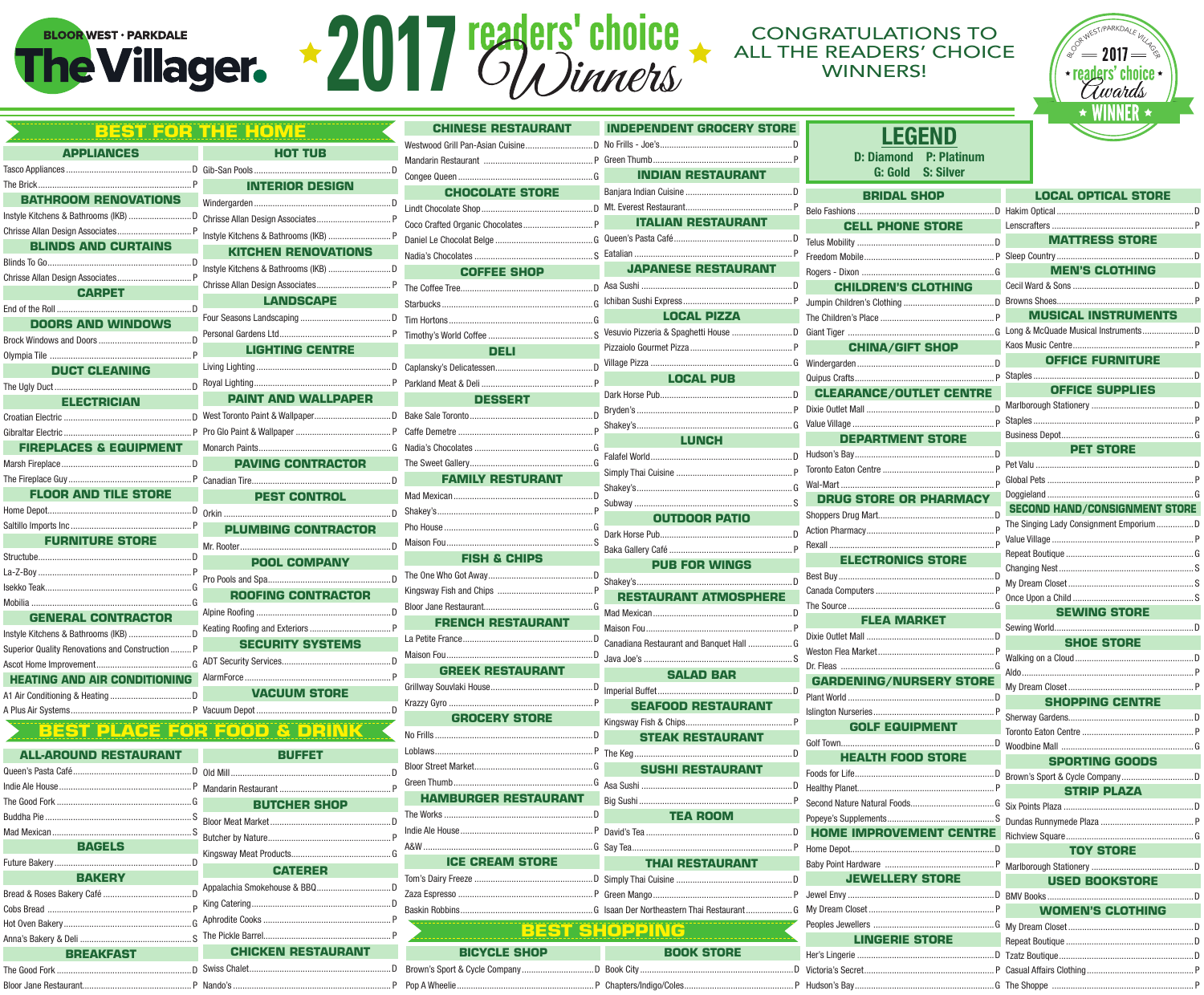# Bloor West · Parkdale The Villager. 2017 readers' choice Winners

CONGRATULATIONS TO ALL THE READERS' CHOICE WINNERS!

Bloor West/Parkdale Villager — 2017 readers' choice Awards — WINNER

**LEGEND**
D: Diamond P: Platinum
G: Gold S: Silver

## BEST FOR THE HOME

### APPLIANCES
- Tasco Appliances ... D
- The Brick ... P

### BATHROOM RENOVATIONS
- Instyle Kitchens & Bathrooms (IKB) ... D
- Chrisse Allan Design Associates ... P

### BLINDS AND CURTAINS
- Blinds To Go ... D
- Chrisse Allan Design Associates ... P

### CARPET
- End of the Roll ... D

### DOORS AND WINDOWS
- Brock Windows and Doors ... D
- Olympia Tile ... P

### DUCT CLEANING
- The Ugly Duct ... D

### ELECTRICIAN
- Croatian Electric ... D
- Gibraltar Electric ... P

### FIREPLACES & EQUIPMENT
- Marsh Fireplace ... D
- The Fireplace Guy ... P

### FLOOR AND TILE STORE
- Home Depot ... D
- Saltillo Imports Inc ... P

### FURNITURE STORE
- Structube ... D
- La-Z-Boy ... P
- Isekko Teak ... G
- Mobilia ... G

### GENERAL CONTRACTOR
- Instyle Kitchens & Bathrooms (IKB) ... D
- Superior Quality Renovations and Construction ... P
- Ascot Home Improvement ... G

### HEATING AND AIR CONDITIONING
- A1 Air Conditioning & Heating ... D
- A Plus Air Systems ... P

### HOT TUB
- Gib-San Pools ... D

### INTERIOR DESIGN
- Windergarden ... D
- Chrisse Allan Design Associates ... P
- Instyle Kitchens & Bathrooms (IKB) ... P

### KITCHEN RENOVATIONS
- Instyle Kitchens & Bathrooms (IKB) ... D
- Chrisse Allan Design Associates ... P

### LANDSCAPE
- Four Seasons Landscaping ... D
- Personal Gardens Ltd ... P

### LIGHTING CENTRE
- Living Lighting ... D
- Royal Lighting ... P

### PAINT AND WALLPAPER
- West Toronto Paint & Wallpaper ... D
- Pro Glo Paint & Wallpaper ... P
- Monarch Paints ... G

### PAVING CONTRACTOR
- Canadian Tire ... D

### PEST CONTROL
- Orkin ... D

### PLUMBING CONTRACTOR
- Mr. Rooter ... D

### POOL COMPANY
- Pro Pools and Spa ... D

### ROOFING CONTRACTOR
- Alpine Roofing ... D
- Keating Roofing and Exteriors ... P

### SECURITY SYSTEMS
- ADT Security Services ... D
- AlarmForce ... P

### VACUUM STORE
- Vacuum Depot ... D

## BEST PLACE FOR FOOD & DRINK

### ALL-AROUND RESTAURANT
- Queen's Pasta Café ... D
- Indie Ale House ... P
- The Good Fork ... G
- Buddha Pie ... S
- Mad Mexican ... S

### BAGELS
- Future Bakery ... D

### BAKERY
- Bread & Roses Bakery Café ... D
- Cobs Bread ... P
- Hot Oven Bakery ... G
- Anna's Bakery & Deli ... S

### BREAKFAST
- The Good Fork ... D
- Bloor Jane Restaurant ... P

### BUFFET
- Old Mill ... D
- Mandarin Restaurant ... P

### BUTCHER SHOP
- Bloor Meat Market ... D
- Butcher by Nature ... P
- Kingsway Meat Products ... G

### CATERER
- Appalachia Smokehouse & BBQ ... D
- King Catering ... P
- Aphrodite Cooks ... P
- The Pickle Barrel ... P

### CHICKEN RESTAURANT
- Swiss Chalet ... D
- Nando's ... P

### CHINESE RESTAURANT
- Westwood Grill Pan-Asian Cuisine ... D
- Mandarin Restaurant ... P
- Congee Queen ... G

### CHOCOLATE STORE
- Lindt Chocolate Shop ... D
- Coco Crafted Organic Chocolates ... P
- Daniel Le Chocolat Belge ... G
- Nadia's Chocolates ... S

### COFFEE SHOP
- The Coffee Tree ... D
- Starbucks ... G
- Tim Hortons ... G
- Timothy's World Coffee ... S

### DELI
- Caplansky's Delicatessen ... D
- Parkland Meat & Deli ... P

### DESSERT
- Bake Sale Toronto ... D
- Caffe Demetre ... P
- Nadia's Chocolates ... G
- The Sweet Gallery ... G

### FAMILY RESTURANT
- Mad Mexican ... D
- Shakey's ... P
- Pho House ... G
- Maison Fou ... S

### FISH & CHIPS
- The One Who Got Away ... D
- Kingsway Fish and Chips ... P
- Bloor Jane Restaurant ... G

### FRENCH RESTAURANT
- La Petite France ... D
- Maison Fou ... D

### GREEK RESTAURANT
- Grillway Souvlaki House ... D
- Krazzy Gyro ... P

### GROCERY STORE
- No Frills ... D
- Loblaws ... P
- Bloor Street Market ... G
- Green Thumb ... G

### HAMBURGER RESTAURANT
- The Works ... D
- Indie Ale House ... P
- A&W ... G

### ICE CREAM STORE
- Tom's Dairy Freeze ... D
- Zaza Espresso ... P
- Baskin Robbins ... G

### INDEPENDENT GROCERY STORE
- No Frills - Joe's ... D
- Green Thumb ... P

### INDIAN RESTAURANT
- Banjara Indian Cuisine ... D
- Mt. Everest Restaurant ... P

### ITALIAN RESTAURANT
- Queen's Pasta Café ... D
- Eatalian ... P

### JAPANESE RESTAURANT
- Asa Sushi ... D
- Ichiban Sushi Express ... P

### LOCAL PIZZA
- Vesuvio Pizzeria & Spaghetti House ... D
- Pizzaiolo Gourmet Pizza ... P
- Village Pizza ... G

### LOCAL PUB
- Dark Horse Pub ... D
- Bryden's ... P
- Shakey's ... G

### LUNCH
- Falafel World ... D
- Simply Thai Cuisine ... P
- Shakey's ... G
- Subway ... S

### OUTDOOR PATIO
- Dark Horse Pub ... D
- Baka Gallery Café ... P

### PUB FOR WINGS
- Shakey's ... D

### RESTAURANT ATMOSPHERE
- Mad Mexican ... D
- Maison Fou ... P
- Canadiana Restaurant and Banquet Hall ... G
- Java Joe's ... S

### SALAD BAR
- Imperial Buffet ... D

### SEAFOOD RESTAURANT
- Kingsway Fish & Chips ... P

### STEAK RESTAURANT
- The Keg ... D

### SUSHI RESTAURANT
- Asa Sushi ... D
- Big Sushi ... P

### TEA ROOM
- David's Tea ... P
- Say Tea ... G

### THAI RESTAURANT
- Simply Thai Cuisine ... D
- Green Mango ... P
- Isaan Der Northeastern Thai Restaurant ... G

## BEST SHOPPING

### BICYCLE SHOP
- Brown's Sport & Cycle Company ... D
- Pop A Wheelie ... P

### BOOK STORE
- Book City ... D
- Chapters/Indigo/Coles ... P

### BRIDAL SHOP
- Belo Fashions ... D

### CELL PHONE STORE
- Telus Mobility ... D
- Freedom Mobile ... P
- Rogers - Dixon ... G

### CHILDREN'S CLOTHING
- Jumpin Children's Clothing ... D
- The Children's Place ... P
- Giant Tiger ... G

### CHINA/GIFT SHOP
- Windergarden ... D
- Quipus Crafts ... P

### CLEARANCE/OUTLET CENTRE
- Dixie Outlet Mall ... D
- Value Village ... P

### DEPARTMENT STORE
- Hudson's Bay ... D
- Toronto Eaton Centre ... P
- Wal-Mart ... G

### DRUG STORE OR PHARMACY
- Shoppers Drug Mart ... D
- Action Pharmacy ... P
- Rexall ... P

### ELECTRONICS STORE
- Best Buy ... D
- Canada Computers ... P
- The Source ... G

### FLEA MARKET
- Dixie Outlet Mall ... D
- Weston Flea Market ... P
- Dr. Fleas ... G

### GARDENING/NURSERY STORE
- Plant World ... D
- Islington Nurseries ... P

### GOLF EQUIPMENT
- Golf Town ... D

### HEALTH FOOD STORE
- Foods for Life ... D
- Healthy Planet ... P
- Second Nature Natural Foods ... G
- Popeye's Supplements ... S

### HOME IMPROVEMENT CENTRE
- Home Depot ... D
- Baby Point Hardware ... P

### JEWELLERY STORE
- Jewel Envy ... D
- My Dream Closet ... P
- Peoples Jewellers ... G

### LINGERIE STORE
- Her's Lingerie ... D
- Victoria's Secret ... P
- Hudson's Bay ... G

### LOCAL OPTICAL STORE
- Hakim Optical ... D
- Lenscrafters ... P

### MATTRESS STORE
- Sleep Country ... D

### MEN'S CLOTHING
- Cecil Ward & Sons ... D
- Browns Shoes ... P

### MUSICAL INSTRUMENTS
- Long & McQuade Musical Instruments ... D
- Kaos Music Centre ... P

### OFFICE FURNITURE
- Staples ... D

### OFFICE SUPPLIES
- Marlborough Stationery ... D
- Staples ... P
- Business Depot ... G

### PET STORE
- Pet Valu ... D
- Global Pets ... P
- Doggieland ... G

### SECOND HAND/CONSIGNMENT STORE
- The Singing Lady Consignment Emporium ... D
- Value Village ... P
- Repeat Boutique ... G
- Changing Nest ... S
- My Dream Closet ... S
- Once Upon a Child ... S

### SEWING STORE
- Sewing World ... D

### SHOE STORE
- Walking on a Cloud ... D
- Aldo ... P
- My Dream Closet ... P

### SHOPPING CENTRE
- Sherway Gardens ... D
- Toronto Eaton Centre ... P
- Woodbine Mall ... G

### SPORTING GOODS
- Brown's Sport & Cycle Company ... D

### STRIP PLAZA
- Six Points Plaza ... D
- Dundas Runnymede Plaza ... P
- Richview Square ... G

### TOY STORE
- Marlborough Stationery ... D

### USED BOOKSTORE
- BMV Books ... D

### WOMEN'S CLOTHING
- My Dream Closet ... D
- Repeat Boutique ... D
- Tzatz Boutique ... D
- Casual Affairs Clothing ... P
- The Shoppe ... P